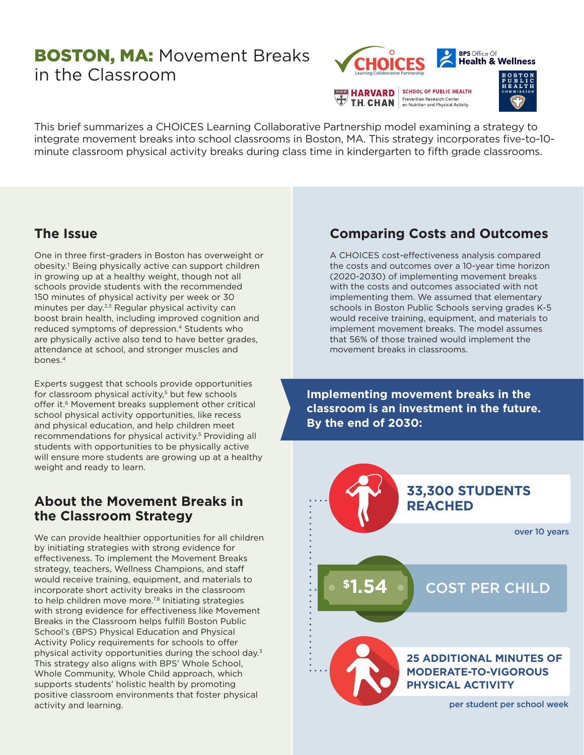# BOSTON, MA: Movement Breaks in the Classroom

This brief summarizes a CHOICES Learning Collaborative Partnership model examining a strategy to integrate movement breaks into school classrooms in Boston, MA. This strategy incorporates five-to-10-minute classroom physical activity breaks during class time in kindergarten to fifth grade classrooms.

## The Issue

One in three first-graders in Boston has overweight or obesity.[1] Being physically active can support children in growing up at a healthy weight, though not all schools provide students with the recommended 150 minutes of physical activity per week or 30 minutes per day.[2,3] Regular physical activity can boost brain health, including improved cognition and reduced symptoms of depression.[4] Students who are physically active also tend to have better grades, attendance at school, and stronger muscles and bones.[4]

Experts suggest that schools provide opportunities for classroom physical activity,[5] but few schools offer it.[6] Movement breaks supplement other critical school physical activity opportunities, like recess and physical education, and help children meet recommendations for physical activity.[5] Providing all students with opportunities to be physically active will ensure more students are growing up at a healthy weight and ready to learn.

## About the Movement Breaks in the Classroom Strategy

We can provide healthier opportunities for all children by initiating strategies with strong evidence for effectiveness. To implement the Movement Breaks strategy, teachers, Wellness Champions, and staff would receive training, equipment, and materials to incorporate short activity breaks in the classroom to help children move more.[7,8] Initiating strategies with strong evidence for effectiveness like Movement Breaks in the Classroom helps fulfill Boston Public School's (BPS) Physical Education and Physical Activity Policy requirements for schools to offer physical activity opportunities during the school day.[3] This strategy also aligns with BPS' Whole School, Whole Community, Whole Child approach, which supports students' holistic health by promoting positive classroom environments that foster physical activity and learning.

## Comparing Costs and Outcomes

A CHOICES cost-effectiveness analysis compared the costs and outcomes over a 10-year time horizon (2020-2030) of implementing movement breaks with the costs and outcomes associated with not implementing them. We assumed that elementary schools in Boston Public Schools serving grades K-5 would receive training, equipment, and materials to implement movement breaks. The model assumes that 56% of those trained would implement the movement breaks in classrooms.

**Implementing movement breaks in the classroom is an investment in the future. By the end of 2030:**

- **33,300 STUDENTS REACHED** over 10 years
- **$1.54 COST PER CHILD**
- **25 ADDITIONAL MINUTES OF MODERATE-TO-VIGOROUS PHYSICAL ACTIVITY** per student per school week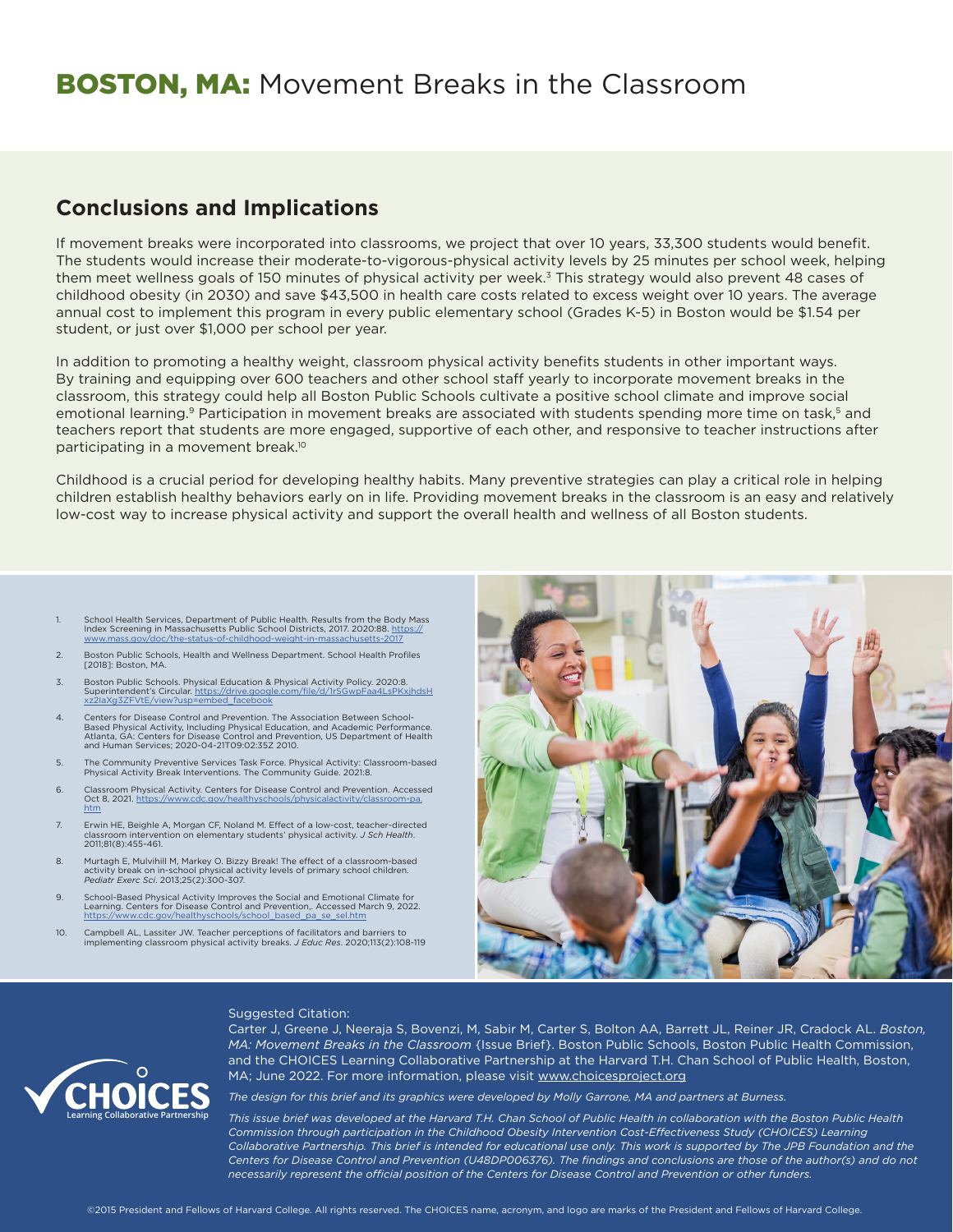# BOSTON, MA: Movement Breaks in the Classroom

## Conclusions and Implications

If movement breaks were incorporated into classrooms, we project that over 10 years, 33,300 students would benefit. The students would increase their moderate-to-vigorous-physical activity levels by 25 minutes per school week, helping them meet wellness goals of 150 minutes of physical activity per week.[3] This strategy would also prevent 48 cases of childhood obesity (in 2030) and save $43,500 in health care costs related to excess weight over 10 years. The average annual cost to implement this program in every public elementary school (Grades K-5) in Boston would be $1.54 per student, or just over $1,000 per school per year.

In addition to promoting a healthy weight, classroom physical activity benefits students in other important ways. By training and equipping over 600 teachers and other school staff yearly to incorporate movement breaks in the classroom, this strategy could help all Boston Public Schools cultivate a positive school climate and improve social emotional learning.[9] Participation in movement breaks are associated with students spending more time on task,[5] and teachers report that students are more engaged, supportive of each other, and responsive to teacher instructions after participating in a movement break.[10]

Childhood is a crucial period for developing healthy habits. Many preventive strategies can play a critical role in helping children establish healthy behaviors early on in life. Providing movement breaks in the classroom is an easy and relatively low-cost way to increase physical activity and support the overall health and wellness of all Boston students.

1. School Health Services, Department of Public Health. Results from the Body Mass Index Screening in Massachusetts Public School Districts, 2017. 2020:88. https://www.mass.gov/doc/the-status-of-childhood-weight-in-massachusetts-2017
2. Boston Public Schools, Health and Wellness Department. School Health Profiles [2018]: Boston, MA.
3. Boston Public Schools. Physical Education & Physical Activity Policy. 2020:8. Superintendent's Circular. https://drive.google.com/file/d/1rSGwpFaa4LsPKxjhdsHxz2laXg3ZFVtE/view?usp=embed_facebook
4. Centers for Disease Control and Prevention. The Association Between School-Based Physical Activity, Including Physical Education, and Academic Performance. Atlanta, GA: Centers for Disease Control and Prevention, US Department of Health and Human Services; 2020-04-21T09:02:35Z 2010.
5. The Community Preventive Services Task Force. Physical Activity: Classroom-based Physical Activity Break Interventions. The Community Guide. 2021:8.
6. Classroom Physical Activity. Centers for Disease Control and Prevention. Accessed Oct 8, 2021. https://www.cdc.gov/healthyschools/physicalactivity/classroom-pa.htm
7. Erwin HE, Beighle A, Morgan CF, Noland M. Effect of a low-cost, teacher-directed classroom intervention on elementary students' physical activity. *J Sch Health*. 2011;81(8):455-461.
8. Murtagh E, Mulvihill M, Markey O. Bizzy Break! The effect of a classroom-based activity break on in-school physical activity levels of primary school children. *Pediatr Exerc Sci*. 2013;25(2):300-307.
9. School-Based Physical Activity Improves the Social and Emotional Climate for Learning. Centers for Disease Control and Prevention,. Accessed March 9, 2022. https://www.cdc.gov/healthyschools/school_based_pa_se_sel.htm
10. Campbell AL, Lassiter JW. Teacher perceptions of facilitators and barriers to implementing classroom physical activity breaks. *J Educ Res*. 2020;113(2):108-119

Suggested Citation:
Carter J, Greene J, Neeraja S, Bovenzi, M, Sabir M, Carter S, Bolton AA, Barrett JL, Reiner JR, Cradock AL. *Boston, MA: Movement Breaks in the Classroom* {Issue Brief}. Boston Public Schools, Boston Public Health Commission, and the CHOICES Learning Collaborative Partnership at the Harvard T.H. Chan School of Public Health, Boston, MA; June 2022. For more information, please visit www.choicesproject.org

*The design for this brief and its graphics were developed by Molly Garrone, MA and partners at Burness.*

*This issue brief was developed at the Harvard T.H. Chan School of Public Health in collaboration with the Boston Public Health Commission through participation in the Childhood Obesity Intervention Cost-Effectiveness Study (CHOICES) Learning Collaborative Partnership. This brief is intended for educational use only. This work is supported by The JPB Foundation and the Centers for Disease Control and Prevention (U48DP006376). The findings and conclusions are those of the author(s) and do not necessarily represent the official position of the Centers for Disease Control and Prevention or other funders.*

CHOICES Learning Collaborative Partnership

©2015 President and Fellows of Harvard College. All rights reserved. The CHOICES name, acronym, and logo are marks of the President and Fellows of Harvard College.